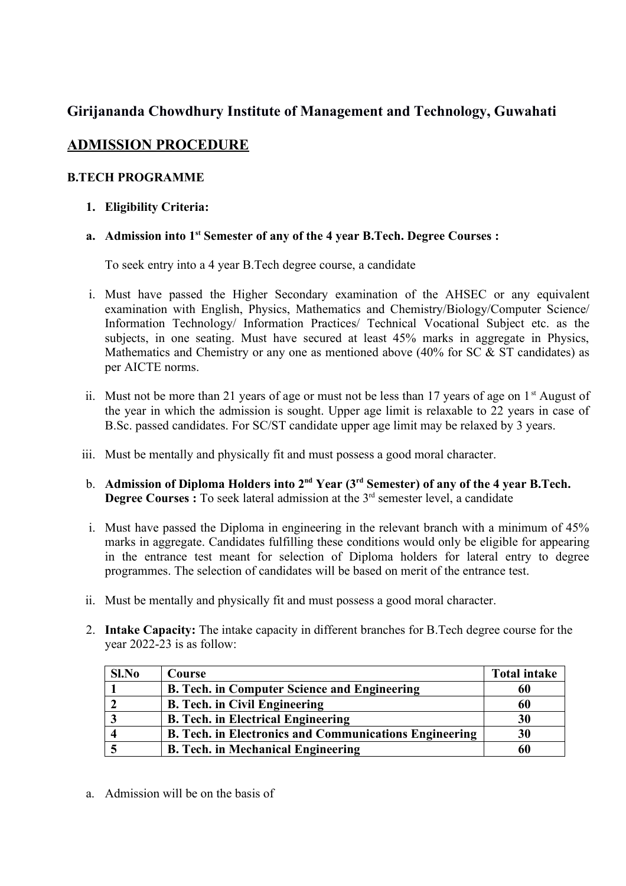## Girijananda Chowdhury Institute of Management and Technology, Guwahati

## ADMISSION PROCEDURE

### B.TECH PROGRAMME

1. **Eligibility Criteria:**

a. **Admission into 1st Semester of any of the 4 year B.Tech. Degree Courses :**

To seek entry into a 4 year B.Tech degree course, a candidate

i. Must have passed the Higher Secondary examination of the AHSEC or any equivalent examination with English, Physics, Mathematics and Chemistry/Biology/Computer Science/ Information Technology/ Information Practices/ Technical Vocational Subject etc. as the subjects, in one seating. Must have secured at least 45% marks in aggregate in Physics, Mathematics and Chemistry or any one as mentioned above (40% for SC & ST candidates) as per AICTE norms.

ii. Must not be more than 21 years of age or must not be less than 17 years of age on 1st August of the year in which the admission is sought. Upper age limit is relaxable to 22 years in case of B.Sc. passed candidates. For SC/ST candidate upper age limit may be relaxed by 3 years.

iii. Must be mentally and physically fit and must possess a good moral character.

b. **Admission of Diploma Holders into 2nd Year (3rd Semester) of any of the 4 year B.Tech. Degree Courses :** To seek lateral admission at the 3rd semester level, a candidate

i. Must have passed the Diploma in engineering in the relevant branch with a minimum of 45% marks in aggregate. Candidates fulfilling these conditions would only be eligible for appearing in the entrance test meant for selection of Diploma holders for lateral entry to degree programmes. The selection of candidates will be based on merit of the entrance test.

ii. Must be mentally and physically fit and must possess a good moral character.

2. **Intake Capacity:** The intake capacity in different branches for B.Tech degree course for the year 2022-23 is as follow:

| Sl.No | Course | Total intake |
|---|---|---|
| 1 | B. Tech. in Computer Science and Engineering | 60 |
| 2 | B. Tech. in Civil Engineering | 60 |
| 3 | B. Tech. in Electrical Engineering | 30 |
| 4 | B. Tech. in Electronics and Communications Engineering | 30 |
| 5 | B. Tech. in Mechanical Engineering | 60 |

a. Admission will be on the basis of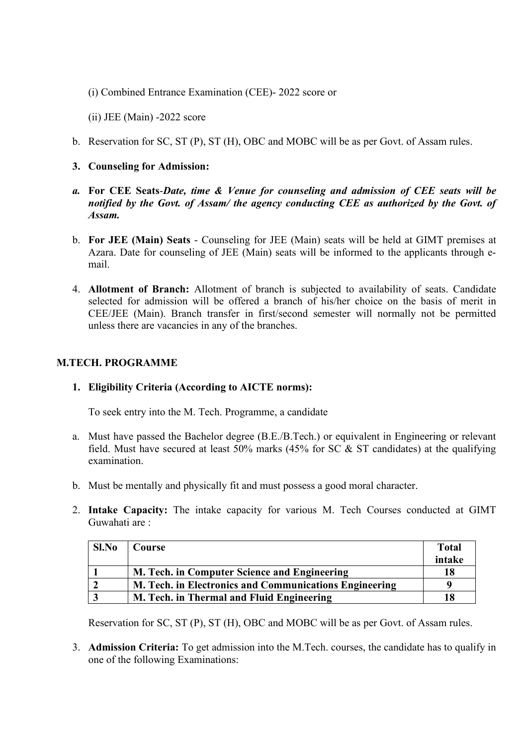(i) Combined Entrance Examination (CEE)- 2022 score or

(ii) JEE (Main) -2022 score

b. Reservation for SC, ST (P), ST (H), OBC and MOBC will be as per Govt. of Assam rules.

**3. Counseling for Admission:**

***a.*** **For CEE Seats-*Date, time & Venue for counseling and admission of CEE seats will be notified by the Govt. of Assam/ the agency conducting CEE as authorized by the Govt. of Assam.***

b. **For JEE (Main) Seats** - Counseling for JEE (Main) seats will be held at GIMT premises at Azara. Date for counseling of JEE (Main) seats will be informed to the applicants through e-mail.

4. **Allotment of Branch:** Allotment of branch is subjected to availability of seats. Candidate selected for admission will be offered a branch of his/her choice on the basis of merit in CEE/JEE (Main). Branch transfer in first/second semester will normally not be permitted unless there are vacancies in any of the branches.

## M.TECH. PROGRAMME

**1. Eligibility Criteria (According to AICTE norms):**

To seek entry into the M. Tech. Programme, a candidate

a. Must have passed the Bachelor degree (B.E./B.Tech.) or equivalent in Engineering or relevant field. Must have secured at least 50% marks (45% for SC & ST candidates) at the qualifying examination.

b. Must be mentally and physically fit and must possess a good moral character.

2. **Intake Capacity:** The intake capacity for various M. Tech Courses conducted at GIMT Guwahati are :

| Sl.No | Course | Total intake |
|---|---|---|
| **1** | **M. Tech. in Computer Science and Engineering** | **18** |
| **2** | **M. Tech. in Electronics and Communications Engineering** | **9** |
| **3** | **M. Tech. in Thermal and Fluid Engineering** | **18** |

Reservation for SC, ST (P), ST (H), OBC and MOBC will be as per Govt. of Assam rules.

3. **Admission Criteria:** To get admission into the M.Tech. courses, the candidate has to qualify in one of the following Examinations: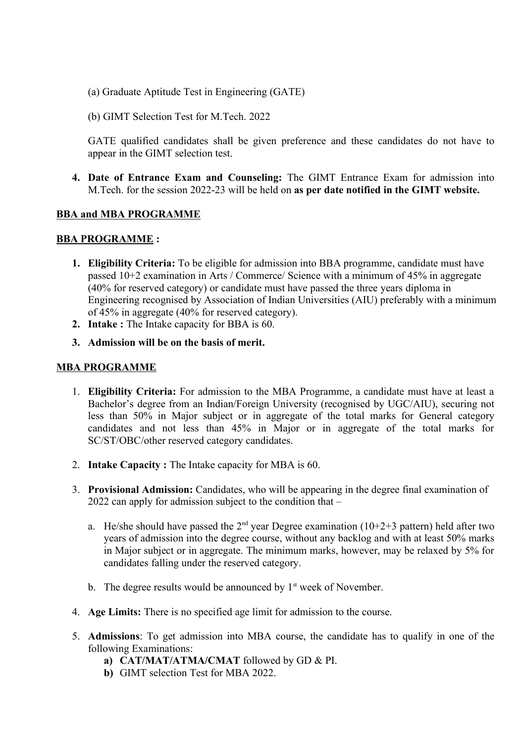(a) Graduate Aptitude Test in Engineering (GATE)

(b) GIMT Selection Test for M.Tech. 2022

GATE qualified candidates shall be given preference and these candidates do not have to appear in the GIMT selection test.

4. **Date of Entrance Exam and Counseling:** The GIMT Entrance Exam for admission into M.Tech. for the session 2022-23 will be held on **as per date notified in the GIMT website.**

**BBA and MBA PROGRAMME**

**BBA PROGRAMME :**

1. **Eligibility Criteria:** To be eligible for admission into BBA programme, candidate must have passed 10+2 examination in Arts / Commerce/ Science with a minimum of 45% in aggregate (40% for reserved category) or candidate must have passed the three years diploma in Engineering recognised by Association of Indian Universities (AIU) preferably with a minimum of 45% in aggregate (40% for reserved category).
2. **Intake :** The Intake capacity for BBA is 60.
3. **Admission will be on the basis of merit.**

**MBA PROGRAMME**

1. **Eligibility Criteria:** For admission to the MBA Programme, a candidate must have at least a Bachelor's degree from an Indian/Foreign University (recognised by UGC/AIU), securing not less than 50% in Major subject or in aggregate of the total marks for General category candidates and not less than 45% in Major or in aggregate of the total marks for SC/ST/OBC/other reserved category candidates.

2. **Intake Capacity :** The Intake capacity for MBA is 60.

3. **Provisional Admission:** Candidates, who will be appearing in the degree final examination of 2022 can apply for admission subject to the condition that –

   a. He/she should have passed the 2nd year Degree examination (10+2+3 pattern) held after two years of admission into the degree course, without any backlog and with at least 50% marks in Major subject or in aggregate. The minimum marks, however, may be relaxed by 5% for candidates falling under the reserved category.

   b. The degree results would be announced by 1st week of November.

4. **Age Limits:** There is no specified age limit for admission to the course.

5. **Admissions**: To get admission into MBA course, the candidate has to qualify in one of the following Examinations:
   - **a) CAT/MAT/ATMA/CMAT** followed by GD & PI.
   - **b)** GIMT selection Test for MBA 2022.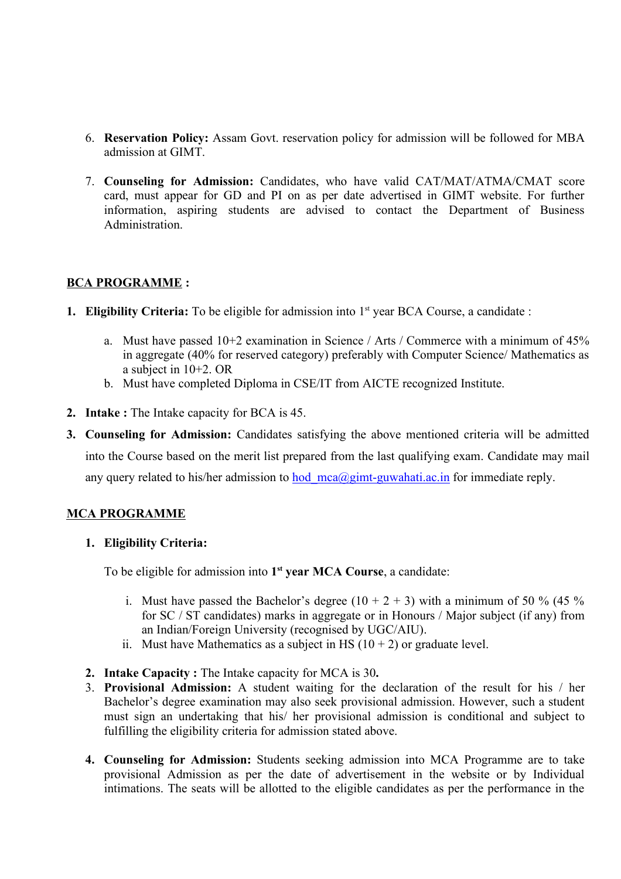6. **Reservation Policy:** Assam Govt. reservation policy for admission will be followed for MBA admission at GIMT.

7. **Counseling for Admission:** Candidates, who have valid CAT/MAT/ATMA/CMAT score card, must appear for GD and PI on as per date advertised in GIMT website. For further information, aspiring students are advised to contact the Department of Business Administration.

## BCA PROGRAMME :

1. **Eligibility Criteria:** To be eligible for admission into 1st year BCA Course, a candidate :

   a. Must have passed 10+2 examination in Science / Arts / Commerce with a minimum of 45% in aggregate (40% for reserved category) preferably with Computer Science/ Mathematics as a subject in 10+2. OR
   b. Must have completed Diploma in CSE/IT from AICTE recognized Institute.

2. **Intake :** The Intake capacity for BCA is 45.

3. **Counseling for Admission:** Candidates satisfying the above mentioned criteria will be admitted into the Course based on the merit list prepared from the last qualifying exam. Candidate may mail any query related to his/her admission to hod_mca@gimt-guwahati.ac.in for immediate reply.

## MCA PROGRAMME

1. **Eligibility Criteria:**

   To be eligible for admission into **1st year MCA Course**, a candidate:

   i. Must have passed the Bachelor's degree (10 + 2 + 3) with a minimum of 50 % (45 % for SC / ST candidates) marks in aggregate or in Honours / Major subject (if any) from an Indian/Foreign University (recognised by UGC/AIU).
   ii. Must have Mathematics as a subject in HS (10 + 2) or graduate level.

2. **Intake Capacity :** The Intake capacity for MCA is 30**.**
3. **Provisional Admission:** A student waiting for the declaration of the result for his / her Bachelor's degree examination may also seek provisional admission. However, such a student must sign an undertaking that his/ her provisional admission is conditional and subject to fulfilling the eligibility criteria for admission stated above.

4. **Counseling for Admission:** Students seeking admission into MCA Programme are to take provisional Admission as per the date of advertisement in the website or by Individual intimations. The seats will be allotted to the eligible candidates as per the performance in the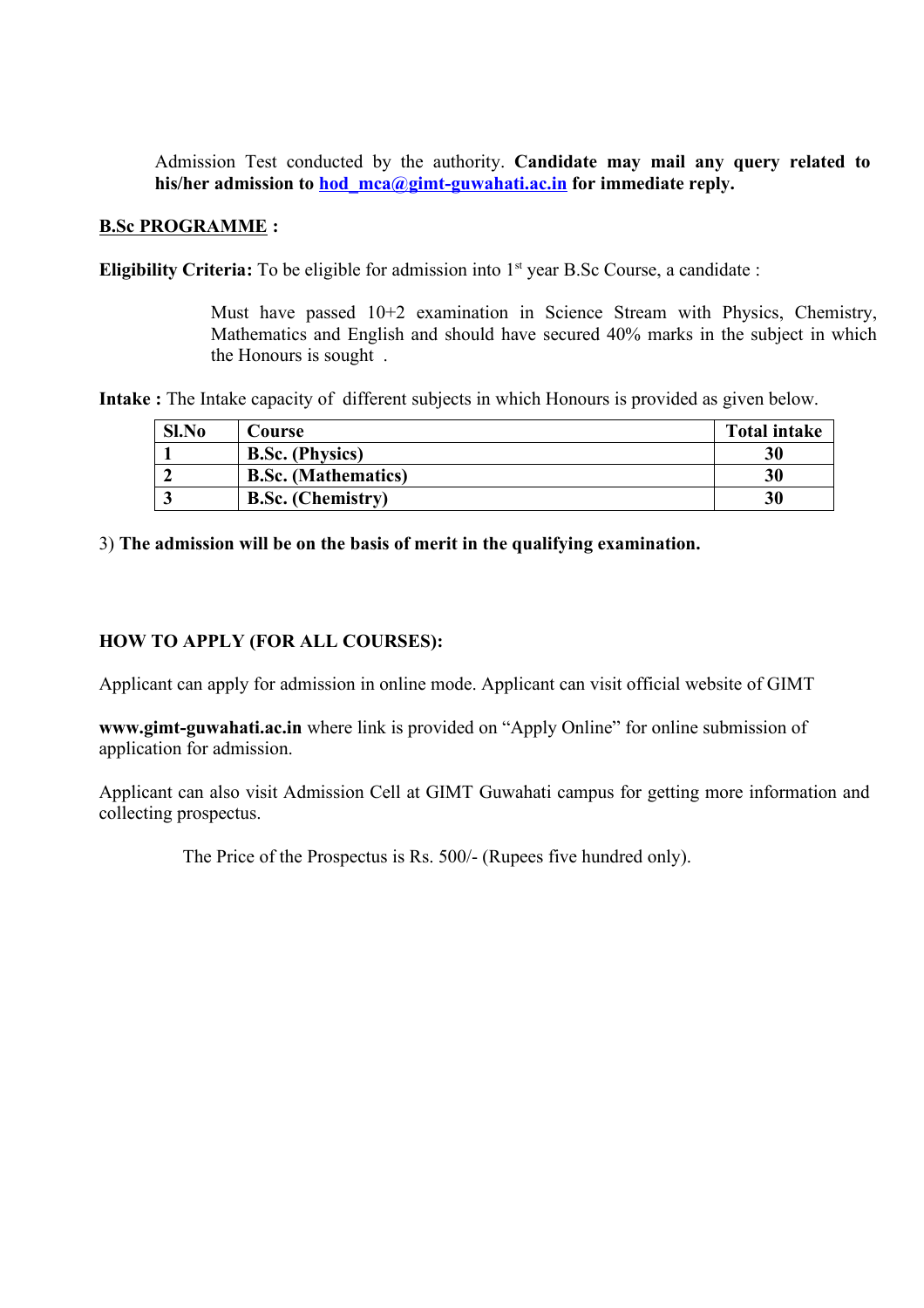Admission Test conducted by the authority. **Candidate may mail any query related to his/her admission to [hod_mca@gimt-guwahati.ac.in](mailto:hod_mca@gimt-guwahati.ac.in) for immediate reply.**

**B.Sc PROGRAMME :**

**Eligibility Criteria:** To be eligible for admission into 1st year B.Sc Course, a candidate :

> Must have passed 10+2 examination in Science Stream with Physics, Chemistry, Mathematics and English and should have secured 40% marks in the subject in which the Honours is sought .

**Intake :** The Intake capacity of different subjects in which Honours is provided as given below.

| Sl.No | Course | Total intake |
|---|---|---|
| **1** | **B.Sc. (Physics)** | **30** |
| **2** | **B.Sc. (Mathematics)** | **30** |
| **3** | **B.Sc. (Chemistry)** | **30** |

3) **The admission will be on the basis of merit in the qualifying examination.**

**HOW TO APPLY (FOR ALL COURSES):**

Applicant can apply for admission in online mode. Applicant can visit official website of GIMT

**www.gimt-guwahati.ac.in** where link is provided on "Apply Online" for online submission of application for admission.

Applicant can also visit Admission Cell at GIMT Guwahati campus for getting more information and collecting prospectus.

The Price of the Prospectus is Rs. 500/- (Rupees five hundred only).